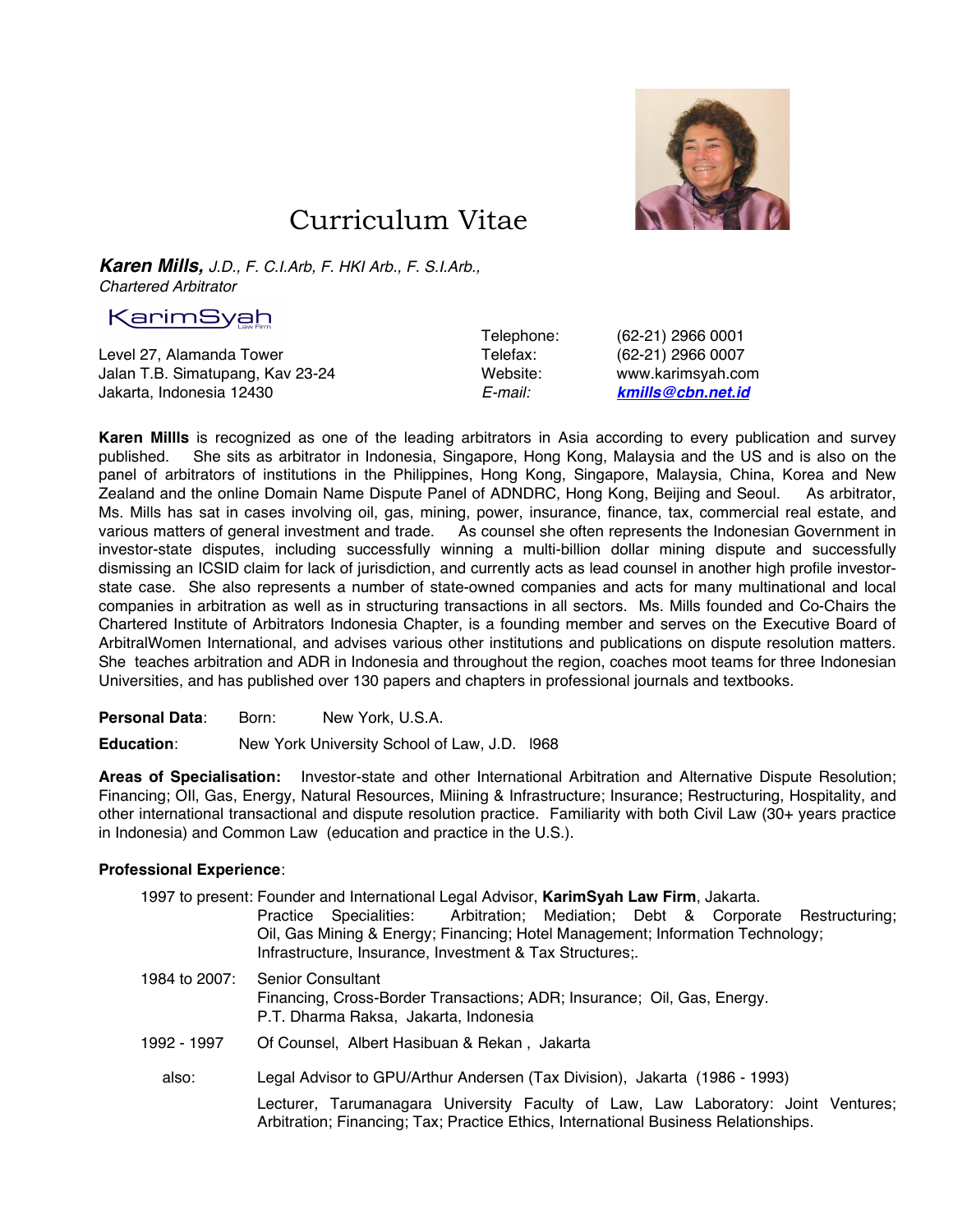# Curriculum Vitae

***Karen Mills,*** *J.D., F. C.I.Arb, F. HKI Arb., F. S.I.Arb.,*
*Chartered Arbitrator*

KarimSyah Law Firm

Level 27, Alamanda Tower
Jalan T.B. Simatupang, Kav 23-24
Jakarta, Indonesia 12430

| | |
|---|---|
| Telephone: | (62-21) 2966 0001 |
| Telefax: | (62-21) 2966 0007 |
| Website: | www.karimsyah.com |
| *E-mail:* | ***kmills@cbn.net.id*** |

**Karen Millls** is recognized as one of the leading arbitrators in Asia according to every publication and survey published. She sits as arbitrator in Indonesia, Singapore, Hong Kong, Malaysia and the US and is also on the panel of arbitrators of institutions in the Philippines, Hong Kong, Singapore, Malaysia, China, Korea and New Zealand and the online Domain Name Dispute Panel of ADNDRC, Hong Kong, Beijing and Seoul. As arbitrator, Ms. Mills has sat in cases involving oil, gas, mining, power, insurance, finance, tax, commercial real estate, and various matters of general investment and trade. As counsel she often represents the Indonesian Government in investor-state disputes, including successfully winning a multi-billion dollar mining dispute and successfully dismissing an ICSID claim for lack of jurisdiction, and currently acts as lead counsel in another high profile investor-state case. She also represents a number of state-owned companies and acts for many multinational and local companies in arbitration as well as in structuring transactions in all sectors. Ms. Mills founded and Co-Chairs the Chartered Institute of Arbitrators Indonesia Chapter, is a founding member and serves on the Executive Board of ArbitralWomen International, and advises various other institutions and publications on dispute resolution matters. She teaches arbitration and ADR in Indonesia and throughout the region, coaches moot teams for three Indonesian Universities, and has published over 130 papers and chapters in professional journals and textbooks.

**Personal Data**: Born: New York, U.S.A.

**Education**: New York University School of Law, J.D. l968

**Areas of Specialisation:** Investor-state and other International Arbitration and Alternative Dispute Resolution; Financing; OIl, Gas, Energy, Natural Resources, Miining & Infrastructure; Insurance; Restructuring, Hospitality, and other international transactional and dispute resolution practice. Familiarity with both Civil Law (30+ years practice in Indonesia) and Common Law (education and practice in the U.S.).

**Professional Experience**:

1997 to present: Founder and International Legal Advisor, **KarimSyah Law Firm**, Jakarta.
Practice Specialities: Arbitration; Mediation; Debt & Corporate Restructuring; Oil, Gas Mining & Energy; Financing; Hotel Management; Information Technology; Infrastructure, Insurance, Investment & Tax Structures;.

1984 to 2007: Senior Consultant
Financing, Cross-Border Transactions; ADR; Insurance; Oil, Gas, Energy.
P.T. Dharma Raksa, Jakarta, Indonesia

1992 - 1997 Of Counsel, Albert Hasibuan & Rekan , Jakarta

also: Legal Advisor to GPU/Arthur Andersen (Tax Division), Jakarta (1986 - 1993)

Lecturer, Tarumanagara University Faculty of Law, Law Laboratory: Joint Ventures; Arbitration; Financing; Tax; Practice Ethics, International Business Relationships.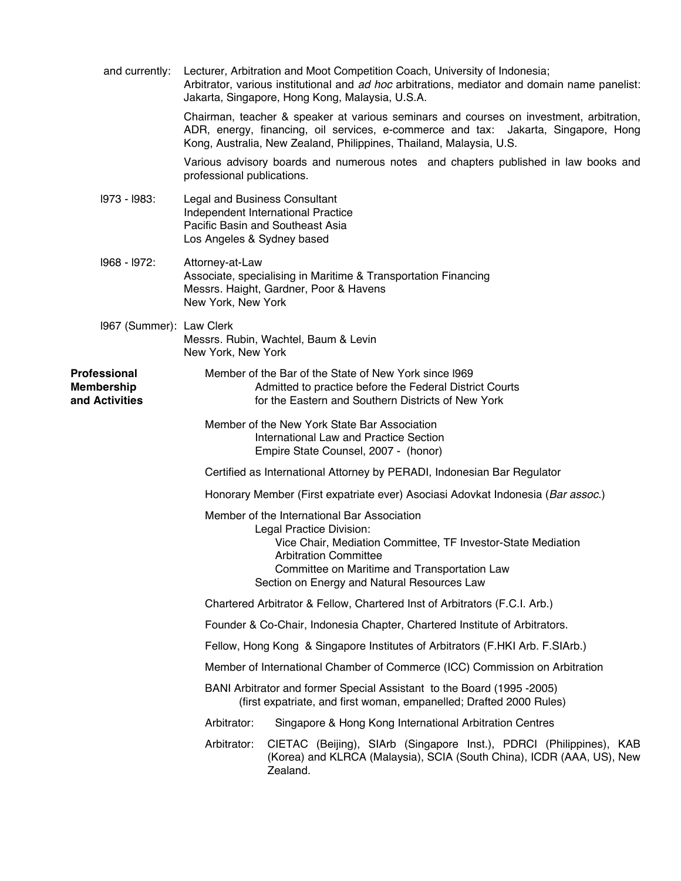and currently: Lecturer, Arbitration and Moot Competition Coach, University of Indonesia;
Arbitrator, various institutional and *ad hoc* arbitrations, mediator and domain name panelist: Jakarta, Singapore, Hong Kong, Malaysia, U.S.A.

Chairman, teacher & speaker at various seminars and courses on investment, arbitration, ADR, energy, financing, oil services, e-commerce and tax: Jakarta, Singapore, Hong Kong, Australia, New Zealand, Philippines, Thailand, Malaysia, U.S.

Various advisory boards and numerous notes and chapters published in law books and professional publications.

l973 - l983: Legal and Business Consultant
Independent International Practice
Pacific Basin and Southeast Asia
Los Angeles & Sydney based

l968 - l972: Attorney-at-Law
Associate, specialising in Maritime & Transportation Financing
Messrs. Haight, Gardner, Poor & Havens
New York, New York

l967 (Summer): Law Clerk
Messrs. Rubin, Wachtel, Baum & Levin
New York, New York

**Professional Membership and Activities**

Member of the Bar of the State of New York since l969
Admitted to practice before the Federal District Courts for the Eastern and Southern Districts of New York

Member of the New York State Bar Association
International Law and Practice Section
Empire State Counsel, 2007 - (honor)

Certified as International Attorney by PERADI, Indonesian Bar Regulator

Honorary Member (First expatriate ever) Asociasi Adovkat Indonesia (*Bar assoc.*)

Member of the International Bar Association
- Legal Practice Division:
  - Vice Chair, Mediation Committee, TF Investor-State Mediation
  - Arbitration Committee
  - Committee on Maritime and Transportation Law
- Section on Energy and Natural Resources Law

Chartered Arbitrator & Fellow, Chartered Inst of Arbitrators (F.C.I. Arb.)

Founder & Co-Chair, Indonesia Chapter, Chartered Institute of Arbitrators.

Fellow, Hong Kong & Singapore Institutes of Arbitrators (F.HKI Arb. F.SIArb.)

Member of International Chamber of Commerce (ICC) Commission on Arbitration

BANI Arbitrator and former Special Assistant to the Board (1995 -2005)
(first expatriate, and first woman, empanelled; Drafted 2000 Rules)

Arbitrator: Singapore & Hong Kong International Arbitration Centres

Arbitrator: CIETAC (Beijing), SIArb (Singapore Inst.), PDRCI (Philippines), KAB (Korea) and KLRCA (Malaysia), SCIA (South China), ICDR (AAA, US), New Zealand.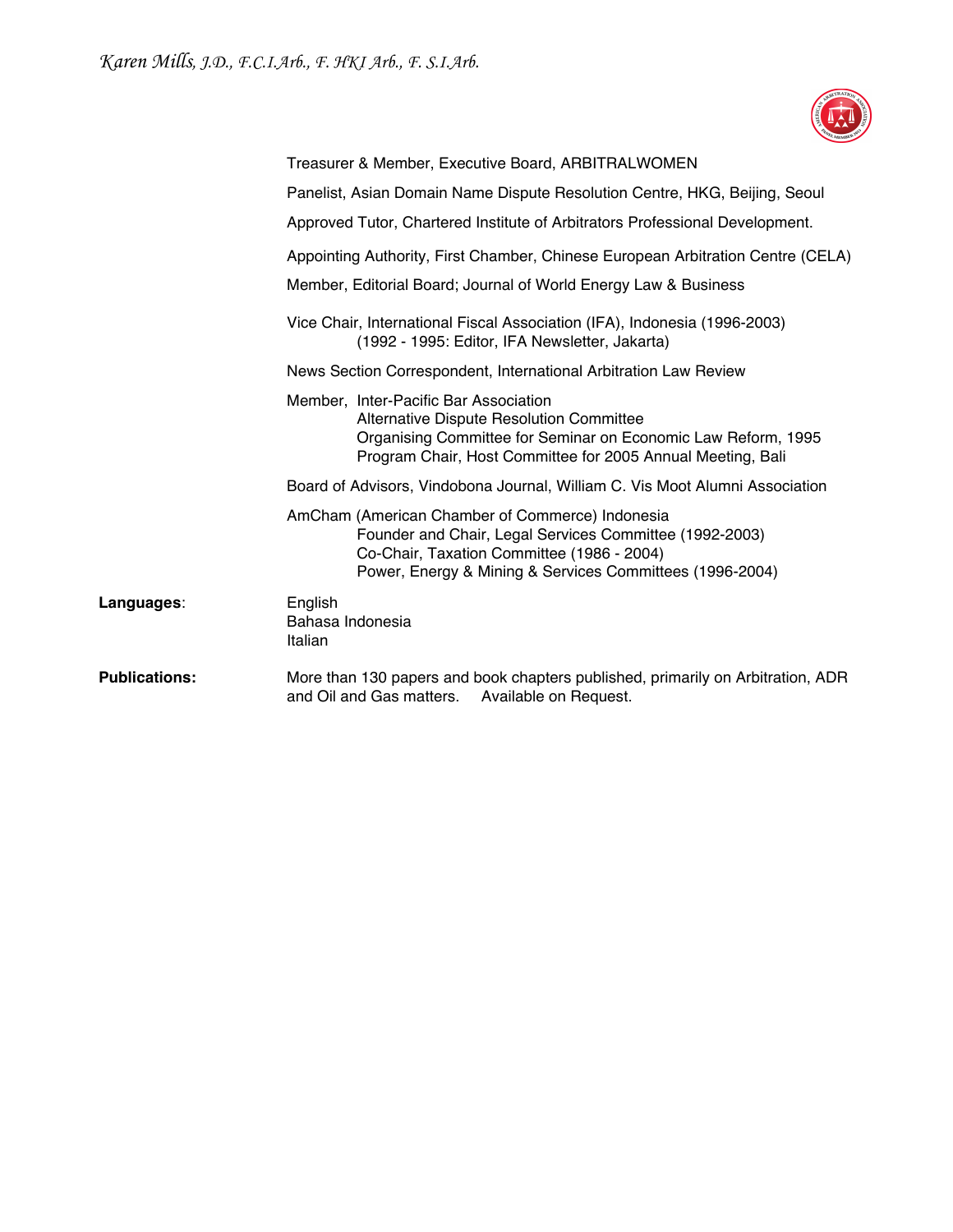Treasurer & Member, Executive Board, ARBITRALWOMEN

Panelist, Asian Domain Name Dispute Resolution Centre, HKG, Beijing, Seoul

Approved Tutor, Chartered Institute of Arbitrators Professional Development.

Appointing Authority, First Chamber, Chinese European Arbitration Centre (CELA)

Member, Editorial Board; Journal of World Energy Law & Business

Vice Chair, International Fiscal Association (IFA), Indonesia (1996-2003)
(1992 - 1995: Editor, IFA Newsletter, Jakarta)

News Section Correspondent, International Arbitration Law Review

Member, Inter-Pacific Bar Association
- Alternative Dispute Resolution Committee
- Organising Committee for Seminar on Economic Law Reform, 1995
- Program Chair, Host Committee for 2005 Annual Meeting, Bali

Board of Advisors, Vindobona Journal, William C. Vis Moot Alumni Association

AmCham (American Chamber of Commerce) Indonesia
- Founder and Chair, Legal Services Committee (1992-2003)
- Co-Chair, Taxation Committee (1986 - 2004)
- Power, Energy & Mining & Services Committees (1996-2004)

**Languages**:
English
Bahasa Indonesia
Italian

**Publications:**
More than 130 papers and book chapters published, primarily on Arbitration, ADR and Oil and Gas matters. Available on Request.